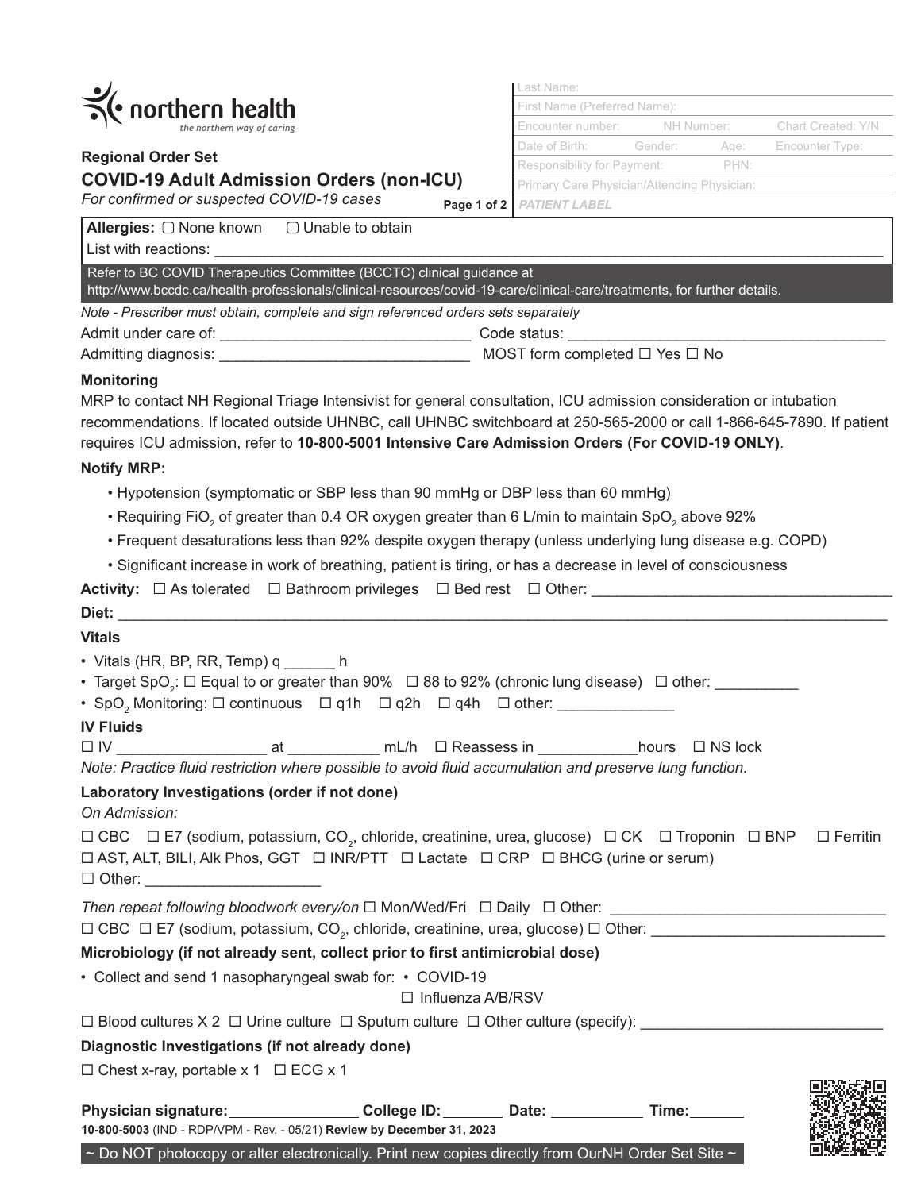northern health
*the northern way of caring*

**Regional Order Set**

## COVID-19 Adult Admission Orders (non-ICU)

*For confirmed or suspected COVID-19 cases*

| |
|---|
| Last Name: |
| First Name (Preferred Name): |
| Encounter number: NH Number: Chart Created: Y/N |
| Date of Birth: Gender: Age: Encounter Type: |
| Responsibility for Payment: PHN: |
| Primary Care Physician/Attending Physician: |
| *PATIENT LABEL* |

**Allergies:** ▢ None known ▢ Unable to obtain

List with reactions: ___________________________________________

Refer to BC COVID Therapeutics Committee (BCCTC) clinical guidance at http://www.bccdc.ca/health-professionals/clinical-resources/covid-19-care/clinical-care/treatments, for further details.

*Note - Prescriber must obtain, complete and sign referenced orders sets separately*

Admit under care of: ______________________________ Code status: ______________________________

Admitting diagnosis: ______________________________ MOST form completed ☐ Yes ☐ No

### Monitoring

MRP to contact NH Regional Triage Intensivist for general consultation, ICU admission consideration or intubation recommendations. If located outside UHNBC, call UHNBC switchboard at 250-565-2000 or call 1-866-645-7890. If patient requires ICU admission, refer to **10-800-5001 Intensive Care Admission Orders (For COVID-19 ONLY)**.

### Notify MRP:

- Hypotension (symptomatic or SBP less than 90 mmHg or DBP less than 60 mmHg)
- Requiring $FiO_2$ of greater than 0.4 OR oxygen greater than 6 L/min to maintain $SpO_2$ above 92%
- Frequent desaturations less than 92% despite oxygen therapy (unless underlying lung disease e.g. COPD)
- Significant increase in work of breathing, patient is tiring, or has a decrease in level of consciousness

**Activity:** ☐ As tolerated ☐ Bathroom privileges ☐ Bed rest ☐ Other: ______________________________

**Diet:** ______________________________________________________________

### Vitals

- Vitals (HR, BP, RR, Temp) q ______ h
- Target $SpO_2$: ☐ Equal to or greater than 90% ☐ 88 to 92% (chronic lung disease) ☐ other: __________
- $SpO_2$ Monitoring: ☐ continuous ☐ q1h ☐ q2h ☐ q4h ☐ other: ______________

### IV Fluids

☐ IV _________________ at ___________ mL/h ☐ Reassess in ____________hours ☐ NS lock

*Note: Practice fluid restriction where possible to avoid fluid accumulation and preserve lung function.*

### Laboratory Investigations (order if not done)

*On Admission:*

☐ CBC ☐ E7 (sodium, potassium, $CO_2$, chloride, creatinine, urea, glucose) ☐ CK ☐ Troponin ☐ BNP ☐ Ferritin
☐ AST, ALT, BILI, Alk Phos, GGT ☐ INR/PTT ☐ Lactate ☐ CRP ☐ BHCG (urine or serum)
☐ Other: ____________________

*Then repeat following bloodwork every/on* ☐ Mon/Wed/Fri ☐ Daily ☐ Other: ______________________________
☐ CBC ☐ E7 (sodium, potassium, $CO_2$, chloride, creatinine, urea, glucose) ☐ Other: ______________________________

### Microbiology (if not already sent, collect prior to first antimicrobial dose)

- Collect and send 1 nasopharyngeal swab for:
  - COVID-19
  - ☐ Influenza A/B/RSV

☐ Blood cultures X 2 ☐ Urine culture ☐ Sputum culture ☐ Other culture (specify): ____________________________

### Diagnostic Investigations (if not already done)

☐ Chest x-ray, portable x 1 ☐ ECG x 1

**Physician signature:**_______________ **College ID:**_______ **Date:** ___________ **Time:**______

**10-800-5003** (IND - RDP/VPM - Rev. - 05/21) **Review by December 31, 2023**

~ Do NOT photocopy or alter electronically. Print new copies directly from OurNH Order Set Site ~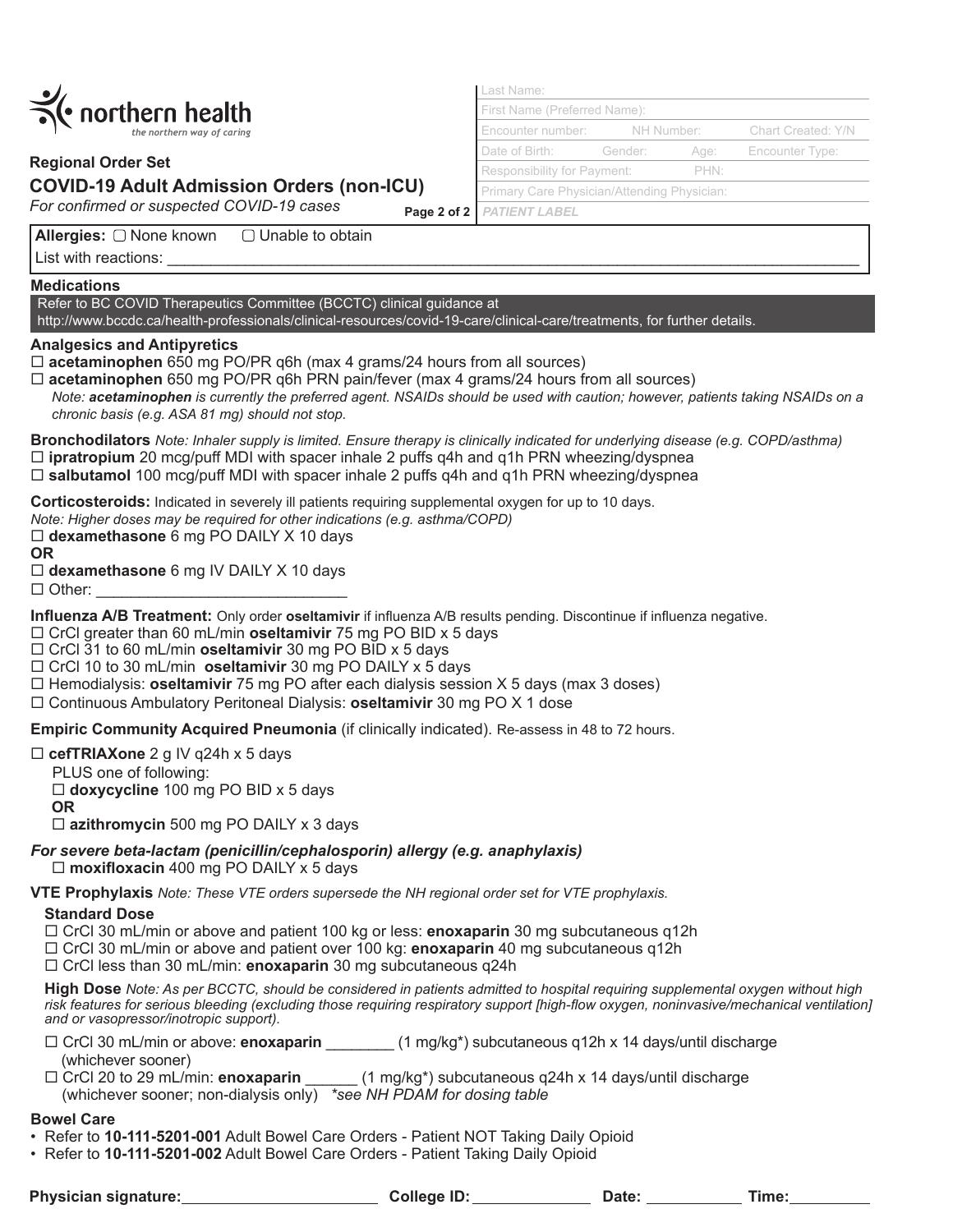northern health
*the northern way of caring*

**Regional Order Set**

## COVID-19 Adult Admission Orders (non-ICU)

*For confirmed or suspected COVID-19 cases*

| | |
|---|---|
| Last Name: | |
| First Name (Preferred Name): | |
| Encounter number: NH Number: | Chart Created: Y/N |
| Date of Birth: Gender: Age: | Encounter Type: |
| Responsibility for Payment: | PHN: |
| Primary Care Physician/Attending Physician: | |
| *PATIENT LABEL* | |

**Allergies:** ▢ None known ▢ Unable to obtain

List with reactions: ______________________________

### Medications

Refer to BC COVID Therapeutics Committee (BCCTC) clinical guidance at http://www.bccdc.ca/health-professionals/clinical-resources/covid-19-care/clinical-care/treatments, for further details.

**Analgesics and Antipyretics**

☐ **acetaminophen** 650 mg PO/PR q6h (max 4 grams/24 hours from all sources)
☐ **acetaminophen** 650 mg PO/PR q6h PRN pain/fever (max 4 grams/24 hours from all sources)
*Note: **acetaminophen** is currently the preferred agent. NSAIDs should be used with caution; however, patients taking NSAIDs on a chronic basis (e.g. ASA 81 mg) should not stop.*

**Bronchodilators** *Note: Inhaler supply is limited. Ensure therapy is clinically indicated for underlying disease (e.g. COPD/asthma)*

☐ **ipratropium** 20 mcg/puff MDI with spacer inhale 2 puffs q4h and q1h PRN wheezing/dyspnea
☐ **salbutamol** 100 mcg/puff MDI with spacer inhale 2 puffs q4h and q1h PRN wheezing/dyspnea

**Corticosteroids:** Indicated in severely ill patients requiring supplemental oxygen for up to 10 days.
*Note: Higher doses may be required for other indications (e.g. asthma/COPD)*

☐ **dexamethasone** 6 mg PO DAILY X 10 days
**OR**
☐ **dexamethasone** 6 mg IV DAILY X 10 days
☐ Other: ______________________________

**Influenza A/B Treatment:** Only order **oseltamivir** if influenza A/B results pending. Discontinue if influenza negative.

☐ CrCl greater than 60 mL/min **oseltamivir** 75 mg PO BID x 5 days
☐ CrCl 31 to 60 mL/min **oseltamivir** 30 mg PO BID x 5 days
☐ CrCl 10 to 30 mL/min **oseltamivir** 30 mg PO DAILY x 5 days
☐ Hemodialysis: **oseltamivir** 75 mg PO after each dialysis session X 5 days (max 3 doses)
☐ Continuous Ambulatory Peritoneal Dialysis: **oseltamivir** 30 mg PO X 1 dose

**Empiric Community Acquired Pneumonia** (if clinically indicated). Re-assess in 48 to 72 hours.

☐ **cefTRIAXone** 2 g IV q24h x 5 days
PLUS one of following:
☐ **doxycycline** 100 mg PO BID x 5 days
**OR**
☐ **azithromycin** 500 mg PO DAILY x 3 days

***For severe beta-lactam (penicillin/cephalosporin) allergy (e.g. anaphylaxis)***

☐ **moxifloxacin** 400 mg PO DAILY x 5 days

**VTE Prophylaxis** *Note: These VTE orders supersede the NH regional order set for VTE prophylaxis.*

**Standard Dose**

☐ CrCl 30 mL/min or above and patient 100 kg or less: **enoxaparin** 30 mg subcutaneous q12h
☐ CrCl 30 mL/min or above and patient over 100 kg: **enoxaparin** 40 mg subcutaneous q12h
☐ CrCl less than 30 mL/min: **enoxaparin** 30 mg subcutaneous q24h

**High Dose** *Note: As per BCCTC, should be considered in patients admitted to hospital requiring supplemental oxygen without high risk features for serious bleeding (excluding those requiring respiratory support [high-flow oxygen, noninvasive/mechanical ventilation] and or vasopressor/inotropic support).*

☐ CrCl 30 mL/min or above: **enoxaparin** ________ (1 mg/kg*) subcutaneous q12h x 14 days/until discharge (whichever sooner)
☐ CrCl 20 to 29 mL/min: **enoxaparin** ______ (1 mg/kg*) subcutaneous q24h x 14 days/until discharge (whichever sooner; non-dialysis only) *\*see NH PDAM for dosing table*

**Bowel Care**

- Refer to **10-111-5201-001** Adult Bowel Care Orders - Patient NOT Taking Daily Opioid
- Refer to **10-111-5201-002** Adult Bowel Care Orders - Patient Taking Daily Opioid

**Physician signature:** ____________________ **College ID:** ____________ **Date:** __________ **Time:** ________